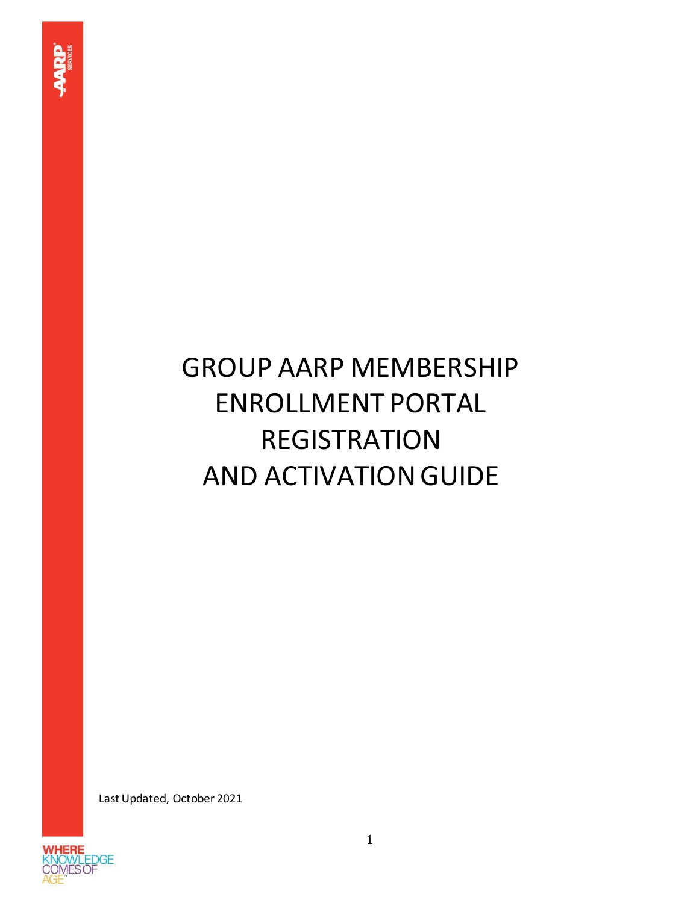# GROUP AARP MEMBERSHIP ENROLLMENT PORTAL REGISTRATION AND ACTIVATION GUIDE

Last Updated, October 2021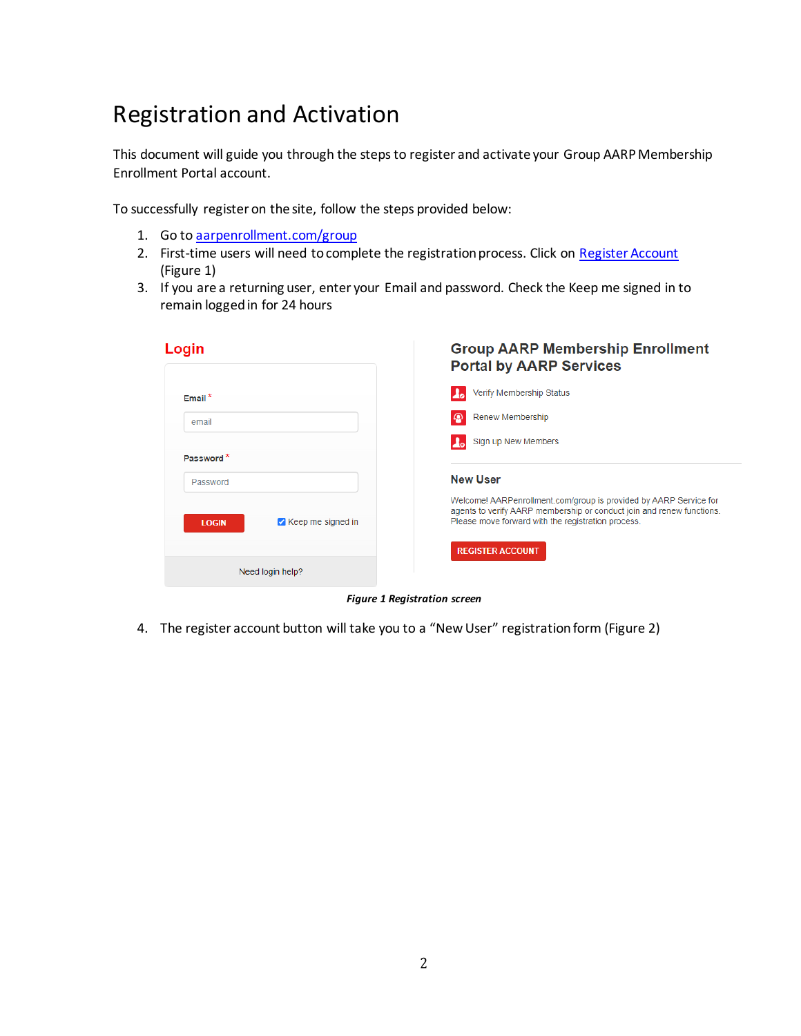# Registration and Activation

This document will guide you through the steps to register and activate your Group AARP Membership Enrollment Portal account.

To successfully register on the site, follow the steps provided below:

1. Go to [aarpenrollment.com/group](aarpenrollment.com/group)
2. First-time users will need to complete the registration process. Click on [Register Account](Register Account) (Figure 1)
3. If you are a returning user, enter your Email and password. Check the Keep me signed in to remain logged in for 24 hours

**Login**

Email *

Password *

LOGIN

Keep me signed in

Need login help?

**Group AARP Membership Enrollment Portal by AARP Services**

Verify Membership Status

Renew Membership

Sign up New Members

**New User**

Welcome! AARPenrollment.com/group is provided by AARP Service for agents to verify AARP membership or conduct join and renew functions. Please move forward with the registration process.

REGISTER ACCOUNT

***Figure 1 Registration screen***

4. The register account button will take you to a "New User" registration form (Figure 2)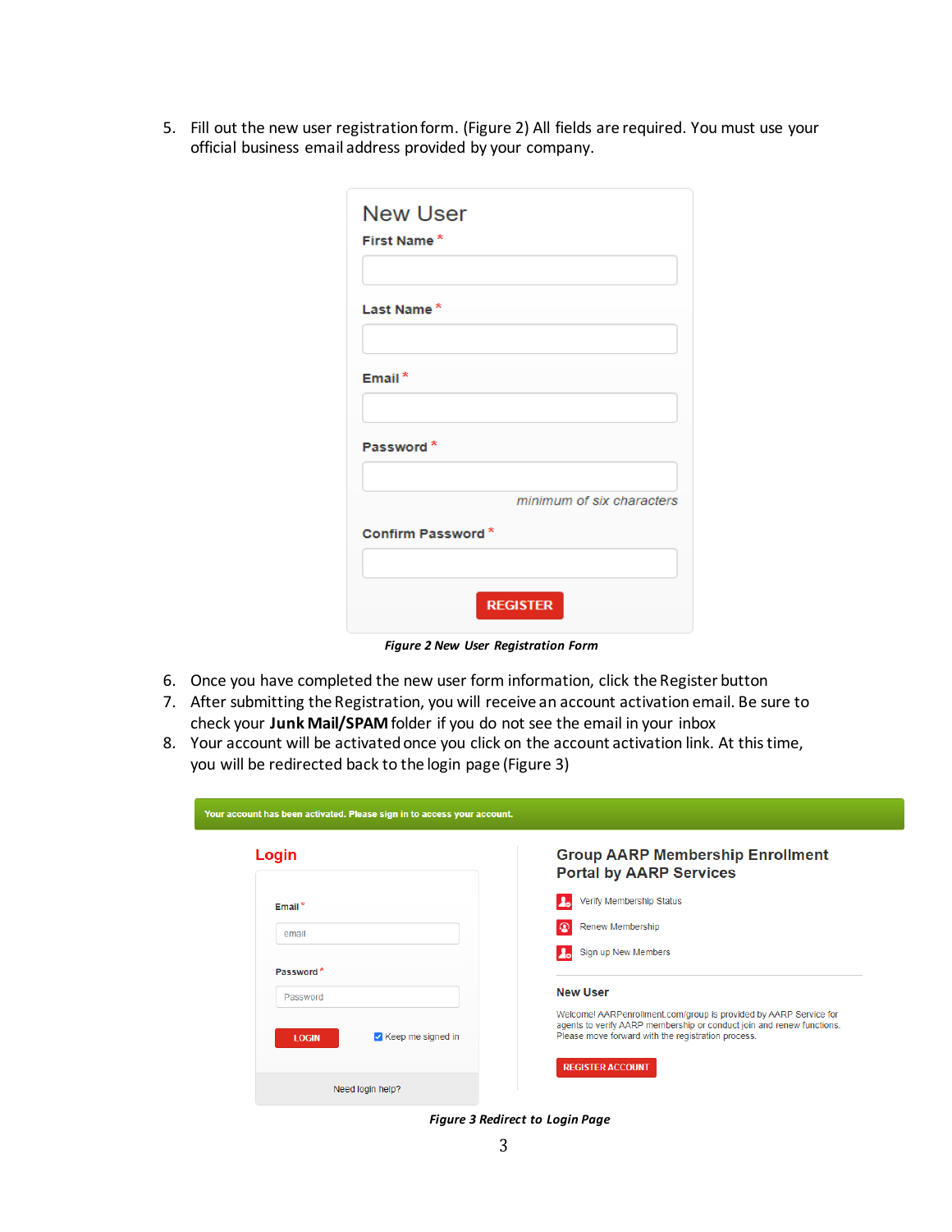5. Fill out the new user registration form. (Figure 2) All fields are required. You must use your official business email address provided by your company.

**New User**

First Name *

Last Name *

Email *

Password *

*minimum of six characters*

Confirm Password *

REGISTER

***Figure 2 New User Registration Form***

6. Once you have completed the new user form information, click the Register button
7. After submitting the Registration, you will receive an account activation email. Be sure to check your **Junk Mail/SPAM** folder if you do not see the email in your inbox
8. Your account will be activated once you click on the account activation link. At this time, you will be redirected back to the login page (Figure 3)

Your account has been activated. Please sign in to access your account.

**Login**

Email *

Password *

LOGIN

Keep me signed in

Need login help?

**Group AARP Membership Enrollment Portal by AARP Services**

- Verify Membership Status
- Renew Membership
- Sign up New Members

**New User**

Welcome! AARPenrollment.com/group is provided by AARP Service for agents to verify AARP membership or conduct join and renew functions. Please move forward with the registration process.

REGISTER ACCOUNT

***Figure 3 Redirect to Login Page***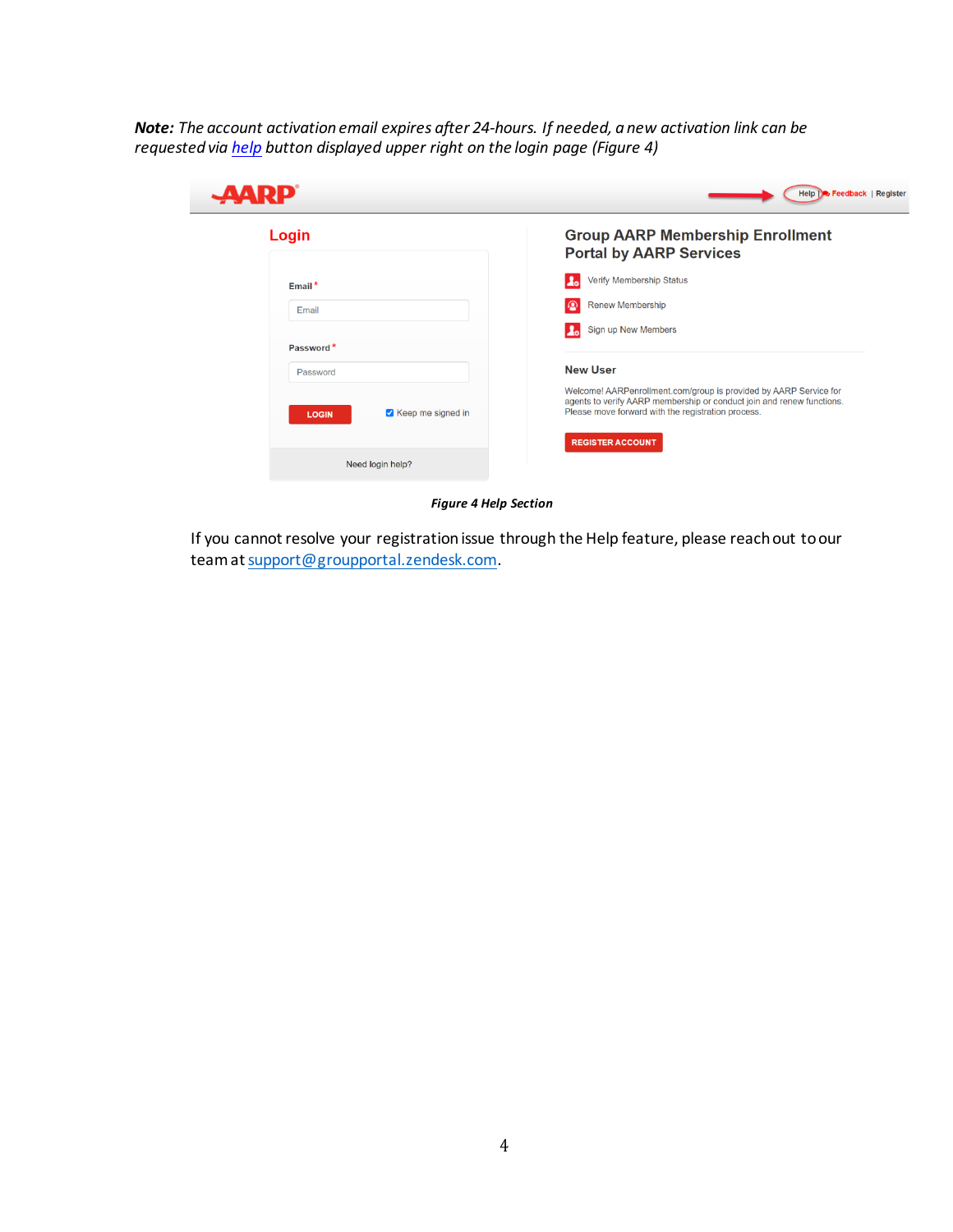***Note:*** *The account activation email expires after 24-hours. If needed, a new activation link can be requested via [help](#) button displayed upper right on the login page (Figure 4)*

***Figure 4 Help Section***

If you cannot resolve your registration issue through the Help feature, please reach out to our team at [support@groupportal.zendesk.com](mailto:support@groupportal.zendesk.com).